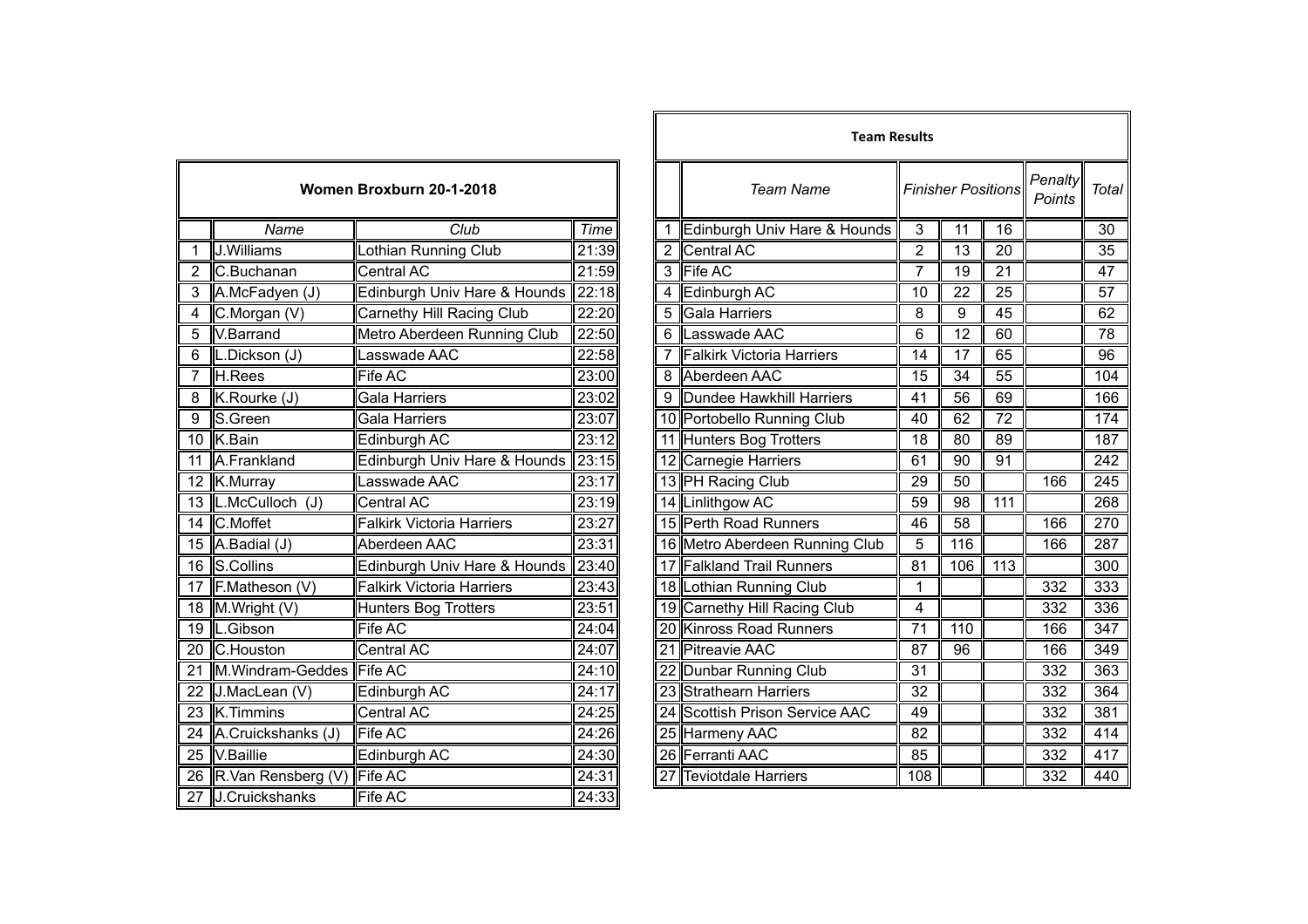## Women Broxburn 20-1-2018

| | Name | Club | Time |
|---|---|---|---|
| 1 | J.Williams | Lothian Running Club | 21:39 |
| 2 | C.Buchanan | Central AC | 21:59 |
| 3 | A.McFadyen (J) | Edinburgh Univ Hare & Hounds | 22:18 |
| 4 | C.Morgan (V) | Carnethy Hill Racing Club | 22:20 |
| 5 | V.Barrand | Metro Aberdeen Running Club | 22:50 |
| 6 | L.Dickson (J) | Lasswade AAC | 22:58 |
| 7 | H.Rees | Fife AC | 23:00 |
| 8 | K.Rourke (J) | Gala Harriers | 23:02 |
| 9 | S.Green | Gala Harriers | 23:07 |
| 10 | K.Bain | Edinburgh AC | 23:12 |
| 11 | A.Frankland | Edinburgh Univ Hare & Hounds | 23:15 |
| 12 | K.Murray | Lasswade AAC | 23:17 |
| 13 | L.McCulloch (J) | Central AC | 23:19 |
| 14 | C.Moffet | Falkirk Victoria Harriers | 23:27 |
| 15 | A.Badial (J) | Aberdeen AAC | 23:31 |
| 16 | S.Collins | Edinburgh Univ Hare & Hounds | 23:40 |
| 17 | F.Matheson (V) | Falkirk Victoria Harriers | 23:43 |
| 18 | M.Wright (V) | Hunters Bog Trotters | 23:51 |
| 19 | L.Gibson | Fife AC | 24:04 |
| 20 | C.Houston | Central AC | 24:07 |
| 21 | M.Windram-Geddes | Fife AC | 24:10 |
| 22 | J.MacLean (V) | Edinburgh AC | 24:17 |
| 23 | K.Timmins | Central AC | 24:25 |
| 24 | A.Cruickshanks (J) | Fife AC | 24:26 |
| 25 | V.Baillie | Edinburgh AC | 24:30 |
| 26 | R.Van Rensberg (V) | Fife AC | 24:31 |
| 27 | J.Cruickshanks | Fife AC | 24:33 |

## Team Results

| | Team Name | Finisher Positions | | | Penalty Points | Total |
|---|---|---|---|---|---|---|
| 1 | Edinburgh Univ Hare & Hounds | 3 | 11 | 16 | | 30 |
| 2 | Central AC | 2 | 13 | 20 | | 35 |
| 3 | Fife AC | 7 | 19 | 21 | | 47 |
| 4 | Edinburgh AC | 10 | 22 | 25 | | 57 |
| 5 | Gala Harriers | 8 | 9 | 45 | | 62 |
| 6 | Lasswade AAC | 6 | 12 | 60 | | 78 |
| 7 | Falkirk Victoria Harriers | 14 | 17 | 65 | | 96 |
| 8 | Aberdeen AAC | 15 | 34 | 55 | | 104 |
| 9 | Dundee Hawkhill Harriers | 41 | 56 | 69 | | 166 |
| 10 | Portobello Running Club | 40 | 62 | 72 | | 174 |
| 11 | Hunters Bog Trotters | 18 | 80 | 89 | | 187 |
| 12 | Carnegie Harriers | 61 | 90 | 91 | | 242 |
| 13 | PH Racing Club | 29 | 50 | | 166 | 245 |
| 14 | Linlithgow AC | 59 | 98 | 111 | | 268 |
| 15 | Perth Road Runners | 46 | 58 | | 166 | 270 |
| 16 | Metro Aberdeen Running Club | 5 | 116 | | 166 | 287 |
| 17 | Falkland Trail Runners | 81 | 106 | 113 | | 300 |
| 18 | Lothian Running Club | 1 | | | 332 | 333 |
| 19 | Carnethy Hill Racing Club | 4 | | | 332 | 336 |
| 20 | Kinross Road Runners | 71 | 110 | | 166 | 347 |
| 21 | Pitreavie AAC | 87 | 96 | | 166 | 349 |
| 22 | Dunbar Running Club | 31 | | | 332 | 363 |
| 23 | Strathearn Harriers | 32 | | | 332 | 364 |
| 24 | Scottish Prison Service AAC | 49 | | | 332 | 381 |
| 25 | Harmeny AAC | 82 | | | 332 | 414 |
| 26 | Ferranti AAC | 85 | | | 332 | 417 |
| 27 | Teviotdale Harriers | 108 | | | 332 | 440 |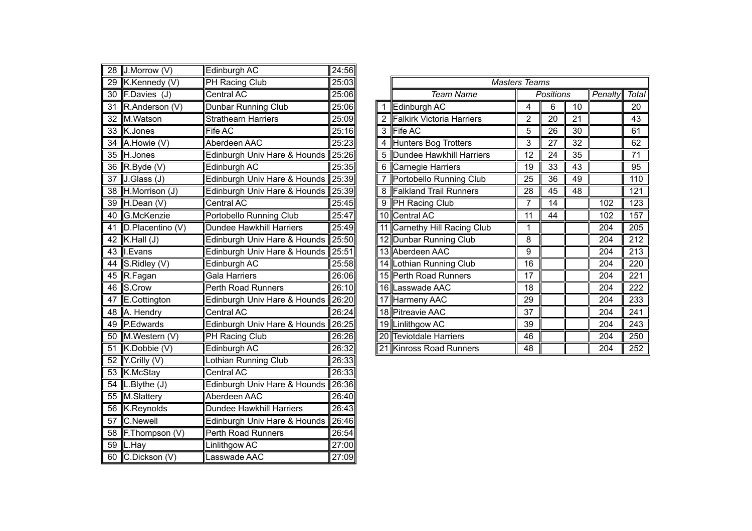| | | | |
|---|---|---|---|
| 28 | J.Morrow (V) | Edinburgh AC | 24:56 |
| 29 | K.Kennedy (V) | PH Racing Club | 25:03 |
| 30 | F.Davies (J) | Central AC | 25:06 |
| 31 | R.Anderson (V) | Dunbar Running Club | 25:06 |
| 32 | M.Watson | Strathearn Harriers | 25:09 |
| 33 | K.Jones | Fife AC | 25:16 |
| 34 | A.Howie (V) | Aberdeen AAC | 25:23 |
| 35 | H.Jones | Edinburgh Univ Hare & Hounds | 25:26 |
| 36 | R.Byde (V) | Edinburgh AC | 25:35 |
| 37 | J.Glass (J) | Edinburgh Univ Hare & Hounds | 25:39 |
| 38 | H.Morrison (J) | Edinburgh Univ Hare & Hounds | 25:39 |
| 39 | H.Dean (V) | Central AC | 25:45 |
| 40 | G.McKenzie | Portobello Running Club | 25:47 |
| 41 | D.Placentino (V) | Dundee Hawkhill Harriers | 25:49 |
| 42 | K.Hall (J) | Edinburgh Univ Hare & Hounds | 25:50 |
| 43 | I.Evans | Edinburgh Univ Hare & Hounds | 25:51 |
| 44 | S.Ridley (V) | Edinburgh AC | 25:58 |
| 45 | R.Fagan | Gala Harriers | 26:06 |
| 46 | S.Crow | Perth Road Runners | 26:10 |
| 47 | E.Cottington | Edinburgh Univ Hare & Hounds | 26:20 |
| 48 | A. Hendry | Central AC | 26:24 |
| 49 | P.Edwards | Edinburgh Univ Hare & Hounds | 26:25 |
| 50 | M.Western (V) | PH Racing Club | 26:26 |
| 51 | K.Dobbie (V) | Edinburgh AC | 26:32 |
| 52 | Y.Crilly (V) | Lothian Running Club | 26:33 |
| 53 | K.McStay | Central AC | 26:33 |
| 54 | L.Blythe (J) | Edinburgh Univ Hare & Hounds | 26:36 |
| 55 | M.Slattery | Aberdeen AAC | 26:40 |
| 56 | K.Reynolds | Dundee Hawkhill Harriers | 26:43 |
| 57 | C.Newell | Edinburgh Univ Hare & Hounds | 26:46 |
| 58 | F.Thompson (V) | Perth Road Runners | 26:54 |
| 59 | L.Hay | Linlithgow AC | 27:00 |
| 60 | C.Dickson (V) | Lasswade AAC | 27:09 |

| | *Masters Teams* | | | | | |
|---|---|---|---|---|---|---|
| | *Team Name* | *Positions* | | | *Penalty* | *Total* |
| 1 | Edinburgh AC | 4 | 6 | 10 | | 20 |
| 2 | Falkirk Victoria Harriers | 2 | 20 | 21 | | 43 |
| 3 | Fife AC | 5 | 26 | 30 | | 61 |
| 4 | Hunters Bog Trotters | 3 | 27 | 32 | | 62 |
| 5 | Dundee Hawkhill Harriers | 12 | 24 | 35 | | 71 |
| 6 | Carnegie Harriers | 19 | 33 | 43 | | 95 |
| 7 | Portobello Running Club | 25 | 36 | 49 | | 110 |
| 8 | Falkland Trail Runners | 28 | 45 | 48 | | 121 |
| 9 | PH Racing Club | 7 | 14 | | 102 | 123 |
| 10 | Central AC | 11 | 44 | | 102 | 157 |
| 11 | Carnethy Hill Racing Club | 1 | | | 204 | 205 |
| 12 | Dunbar Running Club | 8 | | | 204 | 212 |
| 13 | Aberdeen AAC | 9 | | | 204 | 213 |
| 14 | Lothian Running Club | 16 | | | 204 | 220 |
| 15 | Perth Road Runners | 17 | | | 204 | 221 |
| 16 | Lasswade AAC | 18 | | | 204 | 222 |
| 17 | Harmeny AAC | 29 | | | 204 | 233 |
| 18 | Pitreavie AAC | 37 | | | 204 | 241 |
| 19 | Linlithgow AC | 39 | | | 204 | 243 |
| 20 | Teviotdale Harriers | 46 | | | 204 | 250 |
| 21 | Kinross Road Runners | 48 | | | 204 | 252 |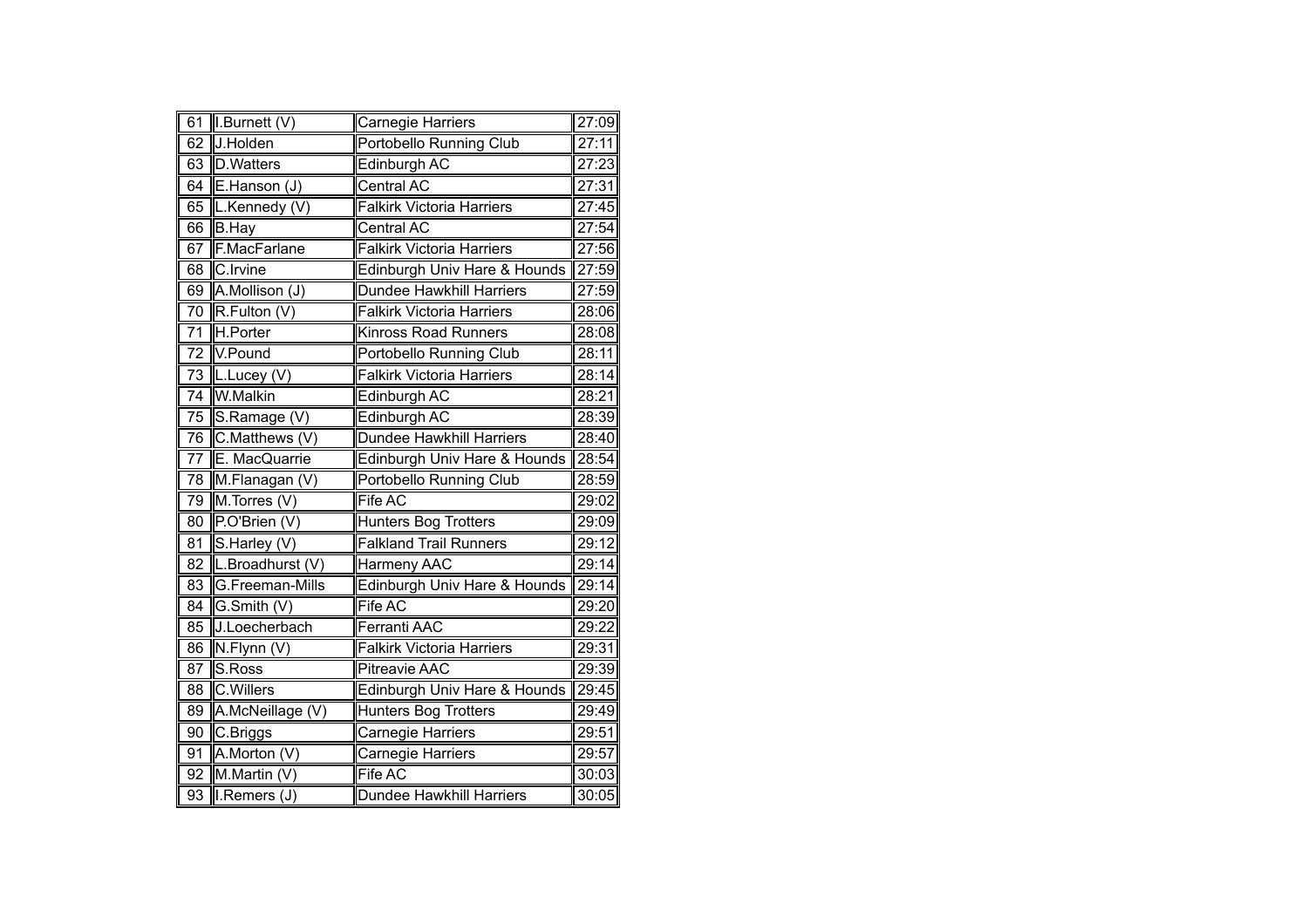| | | | |
|---|---|---|---|
| 61 | I.Burnett (V) | Carnegie Harriers | 27:09 |
| 62 | J.Holden | Portobello Running Club | 27:11 |
| 63 | D.Watters | Edinburgh AC | 27:23 |
| 64 | E.Hanson (J) | Central AC | 27:31 |
| 65 | L.Kennedy (V) | Falkirk Victoria Harriers | 27:45 |
| 66 | B.Hay | Central AC | 27:54 |
| 67 | F.MacFarlane | Falkirk Victoria Harriers | 27:56 |
| 68 | C.Irvine | Edinburgh Univ Hare & Hounds | 27:59 |
| 69 | A.Mollison (J) | Dundee Hawkhill Harriers | 27:59 |
| 70 | R.Fulton (V) | Falkirk Victoria Harriers | 28:06 |
| 71 | H.Porter | Kinross Road Runners | 28:08 |
| 72 | V.Pound | Portobello Running Club | 28:11 |
| 73 | L.Lucey (V) | Falkirk Victoria Harriers | 28:14 |
| 74 | W.Malkin | Edinburgh AC | 28:21 |
| 75 | S.Ramage (V) | Edinburgh AC | 28:39 |
| 76 | C.Matthews (V) | Dundee Hawkhill Harriers | 28:40 |
| 77 | E. MacQuarrie | Edinburgh Univ Hare & Hounds | 28:54 |
| 78 | M.Flanagan (V) | Portobello Running Club | 28:59 |
| 79 | M.Torres (V) | Fife AC | 29:02 |
| 80 | P.O'Brien (V) | Hunters Bog Trotters | 29:09 |
| 81 | S.Harley (V) | Falkland Trail Runners | 29:12 |
| 82 | L.Broadhurst (V) | Harmeny AAC | 29:14 |
| 83 | G.Freeman-Mills | Edinburgh Univ Hare & Hounds | 29:14 |
| 84 | G.Smith (V) | Fife AC | 29:20 |
| 85 | J.Loecherbach | Ferranti AAC | 29:22 |
| 86 | N.Flynn (V) | Falkirk Victoria Harriers | 29:31 |
| 87 | S.Ross | Pitreavie AAC | 29:39 |
| 88 | C.Willers | Edinburgh Univ Hare & Hounds | 29:45 |
| 89 | A.McNeillage (V) | Hunters Bog Trotters | 29:49 |
| 90 | C.Briggs | Carnegie Harriers | 29:51 |
| 91 | A.Morton (V) | Carnegie Harriers | 29:57 |
| 92 | M.Martin (V) | Fife AC | 30:03 |
| 93 | I.Remers (J) | Dundee Hawkhill Harriers | 30:05 |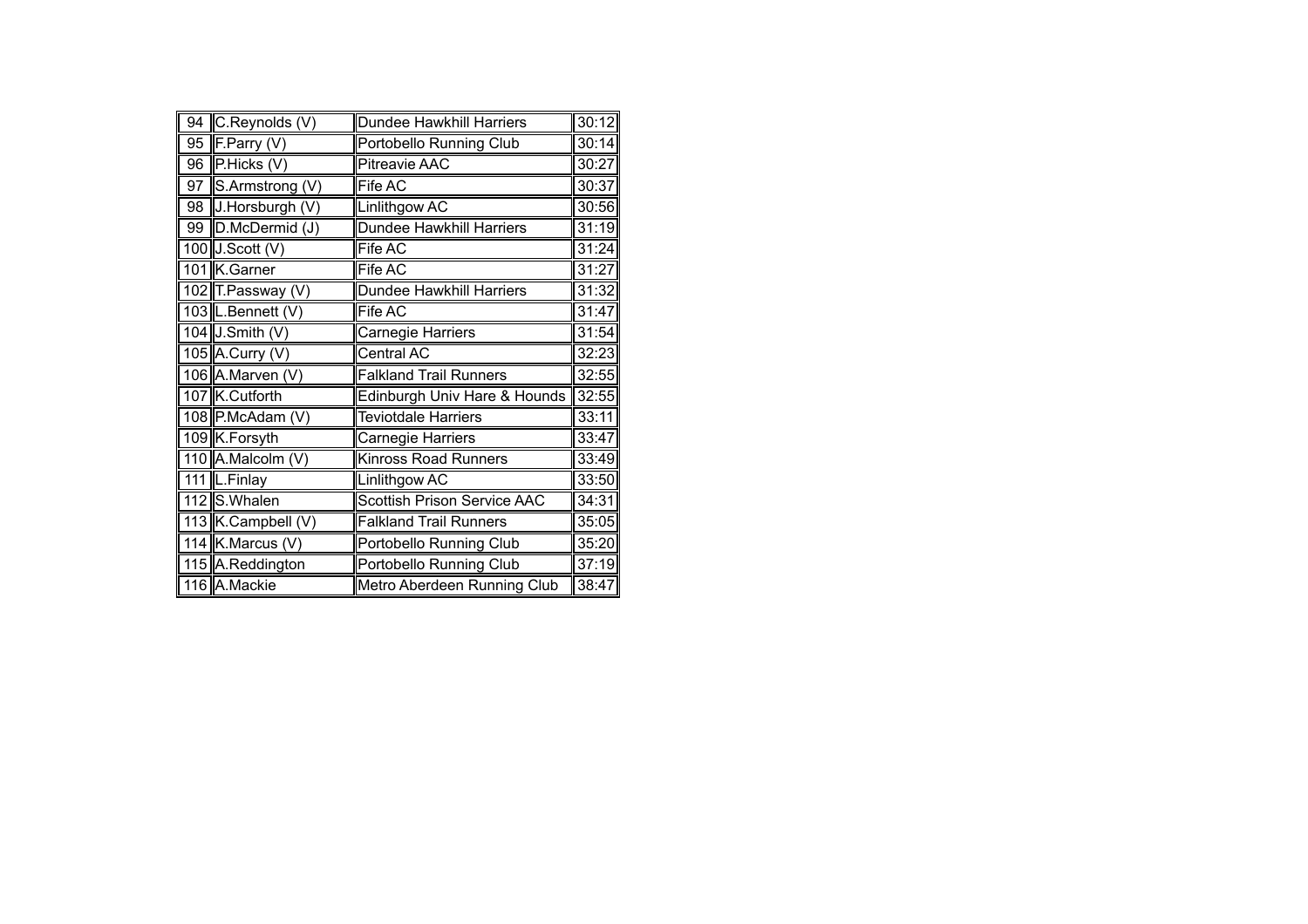| | | | |
|---|---|---|---|
| 94 | C.Reynolds (V) | Dundee Hawkhill Harriers | 30:12 |
| 95 | F.Parry (V) | Portobello Running Club | 30:14 |
| 96 | P.Hicks (V) | Pitreavie AAC | 30:27 |
| 97 | S.Armstrong (V) | Fife AC | 30:37 |
| 98 | J.Horsburgh (V) | Linlithgow AC | 30:56 |
| 99 | D.McDermid (J) | Dundee Hawkhill Harriers | 31:19 |
| 100 | J.Scott (V) | Fife AC | 31:24 |
| 101 | K.Garner | Fife AC | 31:27 |
| 102 | T.Passway (V) | Dundee Hawkhill Harriers | 31:32 |
| 103 | L.Bennett (V) | Fife AC | 31:47 |
| 104 | J.Smith (V) | Carnegie Harriers | 31:54 |
| 105 | A.Curry (V) | Central AC | 32:23 |
| 106 | A.Marven (V) | Falkland Trail Runners | 32:55 |
| 107 | K.Cutforth | Edinburgh Univ Hare & Hounds | 32:55 |
| 108 | P.McAdam (V) | Teviotdale Harriers | 33:11 |
| 109 | K.Forsyth | Carnegie Harriers | 33:47 |
| 110 | A.Malcolm (V) | Kinross Road Runners | 33:49 |
| 111 | L.Finlay | Linlithgow AC | 33:50 |
| 112 | S.Whalen | Scottish Prison Service AAC | 34:31 |
| 113 | K.Campbell (V) | Falkland Trail Runners | 35:05 |
| 114 | K.Marcus (V) | Portobello Running Club | 35:20 |
| 115 | A.Reddington | Portobello Running Club | 37:19 |
| 116 | A.Mackie | Metro Aberdeen Running Club | 38:47 |